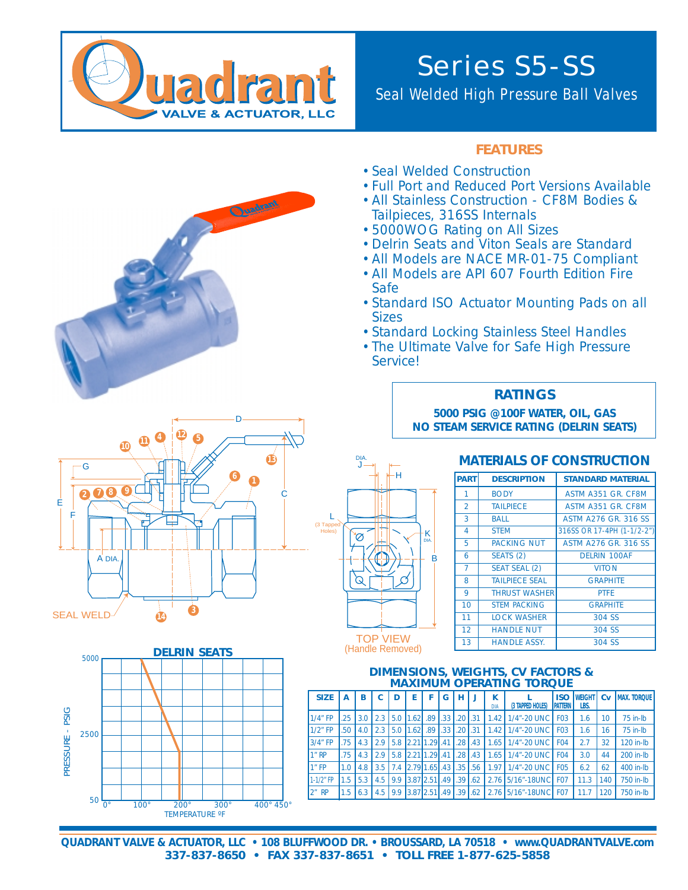# Quadrant VALVE & ACTUATOR, LLC

# Series S5-SS

## Seal Welded High Pressure Ball Valves

## FEATURES

- Seal Welded Construction
- Full Port and Reduced Port Versions Available
- All Stainless Construction - CF8M Bodies & Tailpieces, 316SS Internals
- 5000WOG Rating on All Sizes
- Delrin Seats and Viton Seals are Standard
- All Models are NACE MR-01-75 Compliant
- All Models are API 607 Fourth Edition Fire Safe
- Standard ISO Actuator Mounting Pads on all Sizes
- Standard Locking Stainless Steel Handles
- The Ultimate Valve for Safe High Pressure Service!

## RATINGS

**5000 PSIG @100F WATER, OIL, GAS**
**NO STEAM SERVICE RATING (DELRIN SEATS)**

## MATERIALS OF CONSTRUCTION

| PART | DESCRIPTION | STANDARD MATERIAL |
|---|---|---|
| 1 | BODY | ASTM A351 GR. CF8M |
| 2 | TAILPIECE | ASTM A351 GR. CF8M |
| 3 | BALL | ASTM A276 GR. 316 SS |
| 4 | STEM | 316SS OR 17-4PH (1-1/2-2") |
| 5 | PACKING NUT | ASTM A276 GR. 316 SS |
| 6 | SEATS (2) | DELRIN 100AF |
| 7 | SEAT SEAL (2) | VITON |
| 8 | TAILPIECE SEAL | GRAPHITE |
| 9 | THRUST WASHER | PTFE |
| 10 | STEM PACKING | GRAPHITE |
| 11 | LOCK WASHER | 304 SS |
| 12 | HANDLE NUT | 304 SS |
| 13 | HANDLE ASSY. | 304 SS |

SEAL WELD

TOP VIEW
(Handle Removed)

L (3 Tapped Holes)

### DELRIN SEATS

PRESSURE - PSIG vs. TEMPERATURE ºF

## DIMENSIONS, WEIGHTS, CV FACTORS & MAXIMUM OPERATING TORQUE

| SIZE | A | B | C | D | E | F | G | H | J | K DIA | L (3 TAPPED HOLES) | ISO PATTERN | WEIGHT LBS. | Cv | MAX. TORQUE |
|---|---|---|---|---|---|---|---|---|---|---|---|---|---|---|---|
| 1/4" FP | .25 | 3.0 | 2.3 | 5.0 | 1.62 | .89 | .33 | .20 | .31 | 1.42 | 1/4"-20 UNC | F03 | 1.6 | 10 | 75 in-lb |
| 1/2" FP | .50 | 4.0 | 2.3 | 5.0 | 1.62 | .89 | .33 | .20 | .31 | 1.42 | 1/4"-20 UNC | F03 | 1.6 | 16 | 75 in-lb |
| 3/4" FP | .75 | 4.3 | 2.9 | 5.8 | 2.21 | 1.29 | .41 | .28 | .43 | 1.65 | 1/4"-20 UNC | F04 | 2.7 | 32 | 120 in-lb |
| 1" RP | .75 | 4.3 | 2.9 | 5.8 | 2.21 | 1.29 | .41 | .28 | .43 | 1.65 | 1/4"-20 UNC | F04 | 3.0 | 44 | 200 in-lb |
| 1" FP | 1.0 | 4.8 | 3.5 | 7.4 | 2.79 | 1.65 | .43 | .35 | .56 | 1.97 | 1/4"-20 UNC | F05 | 6.2 | 62 | 400 in-lb |
| 1-1/2" FP | 1.5 | 5.3 | 4.5 | 9.9 | 3.87 | 2.51 | .49 | .39 | .62 | 2.76 | 5/16"-18UNC | F07 | 11.3 | 140 | 750 in-lb |
| 2" RP | 1.5 | 6.3 | 4.5 | 9.9 | 3.87 | 2.51 | .49 | .39 | .62 | 2.76 | 5/16"-18UNC | F07 | 11.7 | 120 | 750 in-lb |

**QUADRANT VALVE & ACTUATOR, LLC • 108 BLUFFWOOD DR. • BROUSSARD, LA 70518 • www.QUADRANTVALVE.com**
**337-837-8650 • FAX 337-837-8651 • TOLL FREE 1-877-625-5858**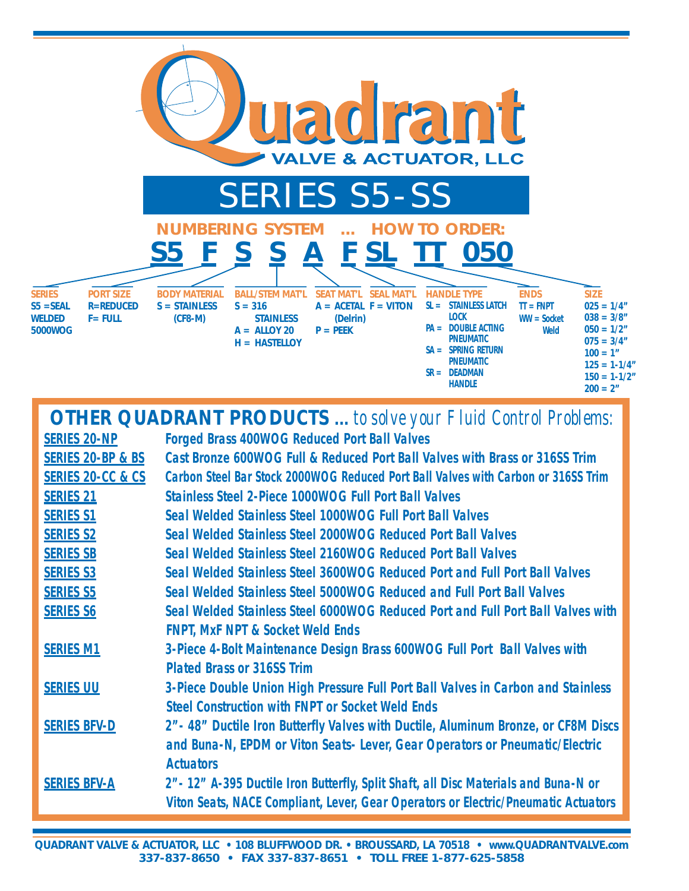# Quadrant VALVE & ACTUATOR, LLC

## SERIES S5-SS

### NUMBERING SYSTEM ... HOW TO ORDER:

**S5 F S S A F SL TT 050**

| SERIES | PORT SIZE | BODY MATERIAL | BALL/STEM MAT'L | SEAT MAT'L | SEAL MAT'L | HANDLE TYPE | ENDS | SIZE |
|---|---|---|---|---|---|---|---|---|
| S5 = SEAL WELDED 5000WOG | R = REDUCED | S = STAINLESS (CF8-M) | S = 316 STAINLESS | A = ACETAL (Delrin) | F = VITON | SL = STAINLESS LATCH LOCK | TT = FNPT | 025 = 1/4" |
| | F = FULL | | A = ALLOY 20 | P = PEEK | | PA = DOUBLE ACTING PNEUMATIC | WW = Socket Weld | 038 = 3/8" |
| | | | H = HASTELLOY | | | SA = SPRING RETURN PNEUMATIC | | 050 = 1/2" |
| | | | | | | SR = DEADMAN HANDLE | | 075 = 3/4" |
| | | | | | | | | 100 = 1" |
| | | | | | | | | 125 = 1-1/4" |
| | | | | | | | | 150 = 1-1/2" |
| | | | | | | | | 200 = 2" |

## OTHER QUADRANT PRODUCTS ... *to solve your Fluid Control Problems:*

| | |
|---|---|
| **SERIES 20-NP** | Forged Brass 400WOG Reduced Port Ball Valves |
| **SERIES 20-BP & BS** | Cast Bronze 600WOG Full & Reduced Port Ball Valves with Brass or 316SS Trim |
| **SERIES 20-CC & CS** | Carbon Steel Bar Stock 2000WOG Reduced Port Ball Valves with Carbon or 316SS Trim |
| **SERIES 21** | Stainless Steel 2-Piece 1000WOG Full Port Ball Valves |
| **SERIES S1** | Seal Welded Stainless Steel 1000WOG Full Port Ball Valves |
| **SERIES S2** | Seal Welded Stainless Steel 2000WOG Reduced Port Ball Valves |
| **SERIES SB** | Seal Welded Stainless Steel 2160WOG Reduced Port Ball Valves |
| **SERIES S3** | Seal Welded Stainless Steel 3600WOG Reduced Port and Full Port Ball Valves |
| **SERIES S5** | Seal Welded Stainless Steel 5000WOG Reduced and Full Port Ball Valves |
| **SERIES S6** | Seal Welded Stainless Steel 6000WOG Reduced Port and Full Port Ball Valves with FNPT, MxF NPT & Socket Weld Ends |
| **SERIES M1** | 3-Piece 4-Bolt Maintenance Design Brass 600WOG Full Port Ball Valves with Plated Brass or 316SS Trim |
| **SERIES UU** | 3-Piece Double Union High Pressure Full Port Ball Valves in Carbon and Stainless Steel Construction with FNPT or Socket Weld Ends |
| **SERIES BFV-D** | 2"- 48" Ductile Iron Butterfly Valves with Ductile, Aluminum Bronze, or CF8M Discs and Buna-N, EPDM or Viton Seats- Lever, Gear Operators or Pneumatic/Electric Actuators |
| **SERIES BFV-A** | 2"- 12" A-395 Ductile Iron Butterfly, Split Shaft, all Disc Materials and Buna-N or Viton Seats, NACE Compliant, Lever, Gear Operators or Electric/Pneumatic Actuators |

QUADRANT VALVE & ACTUATOR, LLC • 108 BLUFFWOOD DR. • BROUSSARD, LA 70518 • www.QUADRANTVALVE.com
337-837-8650 • FAX 337-837-8651 • TOLL FREE 1-877-625-5858